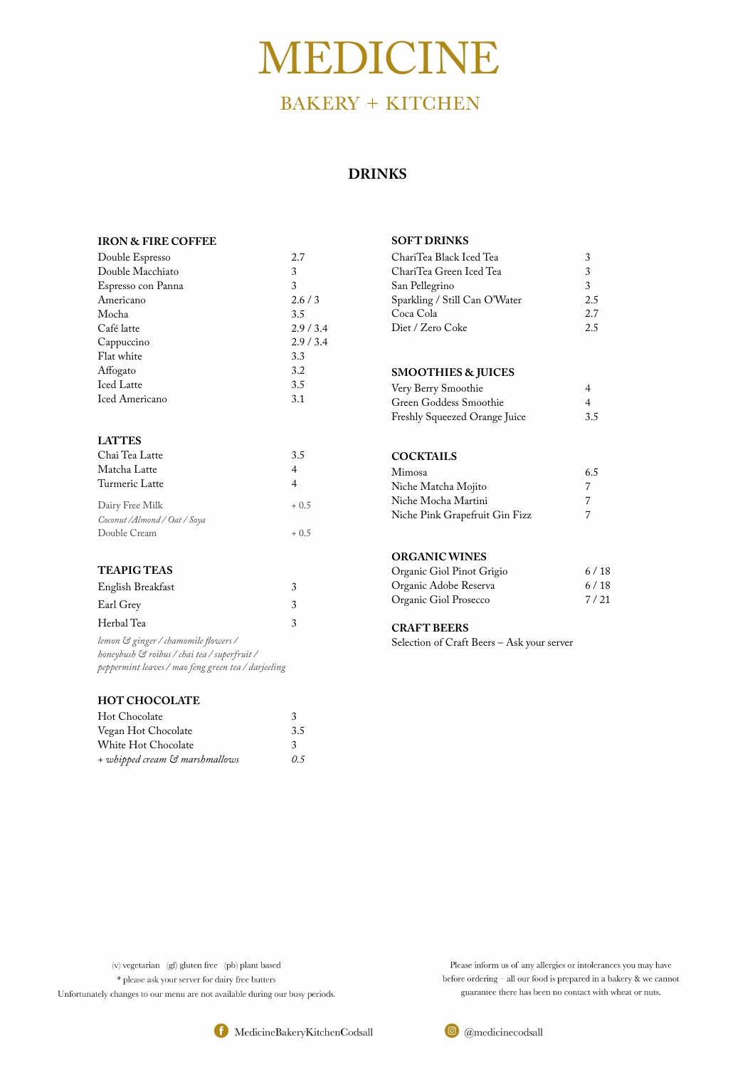# MEDICINE

## BAKERY + KITCHEN

## DRINKS

### IRON & FIRE COFFEE

| | |
|---|---|
| Double Espresso | 2.7 |
| Double Macchiato | 3 |
| Espresso con Panna | 3 |
| Americano | 2.6 / 3 |
| Mocha | 3.5 |
| Café latte | 2.9 / 3.4 |
| Cappuccino | 2.9 / 3.4 |
| Flat white | 3.3 |
| Affogato | 3.2 |
| Iced Latte | 3.5 |
| Iced Americano | 3.1 |

### LATTES

| | |
|---|---|
| Chai Tea Latte | 3.5 |
| Matcha Latte | 4 |
| Turmeric Latte | 4 |
| Dairy Free Milk | + 0.5 |
| *Coconut /Almond / Oat / Soya* | |
| Double Cream | + 0.5 |

### TEAPIG TEAS

| | |
|---|---|
| English Breakfast | 3 |
| Earl Grey | 3 |
| Herbal Tea | 3 |

*lemon & ginger / chamomile flowers / honeybush & roibus / chai tea / superfruit / peppermint leaves / mao feng green tea / darjeeling*

### HOT CHOCOLATE

| | |
|---|---|
| Hot Chocolate | 3 |
| Vegan Hot Chocolate | 3.5 |
| White Hot Chocolate | 3 |
| *+ whipped cream & marshmallows* | *0.5* |

### SOFT DRINKS

| | |
|---|---|
| ChariTea Black Iced Tea | 3 |
| ChariTea Green Iced Tea | 3 |
| San Pellegrino | 3 |
| Sparkling / Still Can O'Water | 2.5 |
| Coca Cola | 2.7 |
| Diet / Zero Coke | 2.5 |

### SMOOTHIES & JUICES

| | |
|---|---|
| Very Berry Smoothie | 4 |
| Green Goddess Smoothie | 4 |
| Freshly Squeezed Orange Juice | 3.5 |

### COCKTAILS

| | |
|---|---|
| Mimosa | 6.5 |
| Niche Matcha Mojito | 7 |
| Niche Mocha Martini | 7 |
| Niche Pink Grapefruit Gin Fizz | 7 |

### ORGANIC WINES

| | |
|---|---|
| Organic Giol Pinot Grigio | 6 / 18 |
| Organic Adobe Reserva | 6 / 18 |
| Organic Giol Prosecco | 7 / 21 |

### CRAFT BEERS

Selection of Craft Beers – Ask your server

(v) vegetarian (gf) gluten free (pb) plant based
* please ask your server for dairy free butters
Unfortunately changes to our menu are not available during our busy periods.

Please inform us of any allergies or intolerances you may have before ordering – all our food is prepared in a bakery & we cannot guarantee there has been no contact with wheat or nuts.

MedicineBakeryKitchenCodsall

@medicinecodsall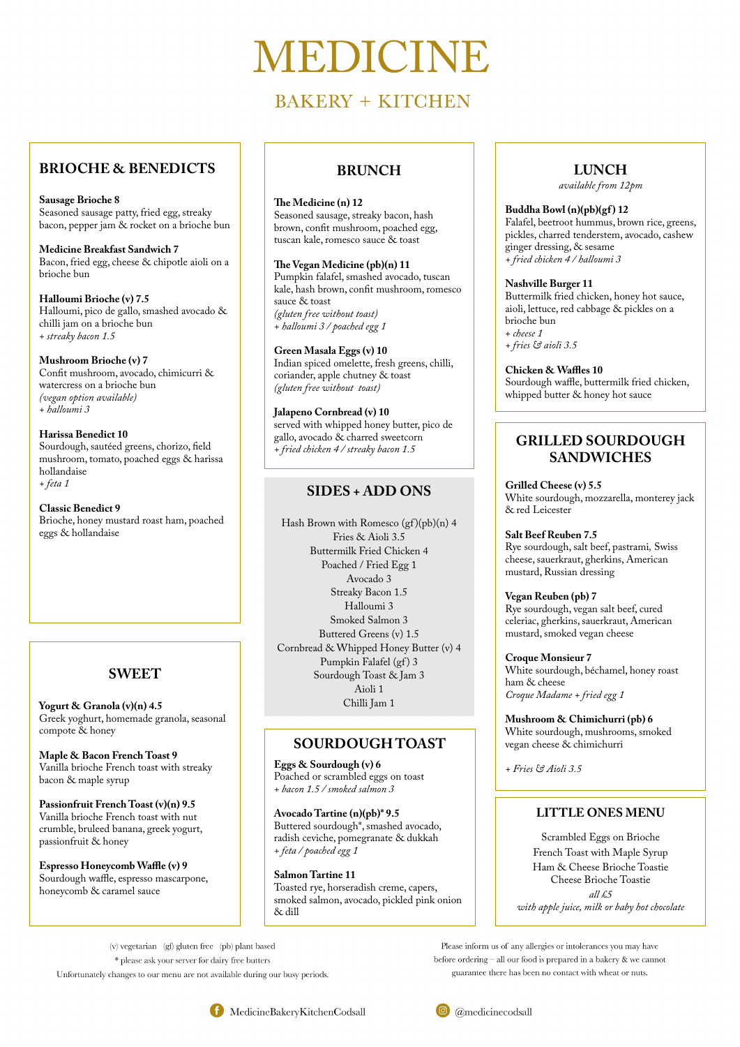# MEDICINE

BAKERY + KITCHEN

## BRIOCHE & BENEDICTS

**Sausage Brioche 8**
Seasoned sausage patty, fried egg, streaky bacon, pepper jam & rocket on a brioche bun

**Medicine Breakfast Sandwich 7**
Bacon, fried egg, cheese & chipotle aioli on a brioche bun

**Halloumi Brioche (v) 7.5**
Halloumi, pico de gallo, smashed avocado & chilli jam on a brioche bun
*+ streaky bacon 1.5*

**Mushroom Brioche (v) 7**
Confit mushroom, avocado, chimicurri & watercress on a brioche bun
*(vegan option available)*
*+ halloumi 3*

**Harissa Benedict 10**
Sourdough, sautéed greens, chorizo, field mushroom, tomato, poached eggs & harissa hollandaise
*+ feta 1*

**Classic Benedict 9**
Brioche, honey mustard roast ham, poached eggs & hollandaise

## SWEET

**Yogurt & Granola (v)(n) 4.5**
Greek yoghurt, homemade granola, seasonal compote & honey

**Maple & Bacon French Toast 9**
Vanilla brioche French toast with streaky bacon & maple syrup

**Passionfruit French Toast (v)(n) 9.5**
Vanilla brioche French toast with nut crumble, bruleed banana, greek yogurt, passionfruit & honey

**Espresso Honeycomb Waffle (v) 9**
Sourdough waffle, espresso mascarpone, honeycomb & caramel sauce

## BRUNCH

**The Medicine (n) 12**
Seasoned sausage, streaky bacon, hash brown, confit mushroom, poached egg, tuscan kale, romesco sauce & toast

**The Vegan Medicine (pb)(n) 11**
Pumpkin falafel, smashed avocado, tuscan kale, hash brown, confit mushroom, romesco sauce & toast
*(gluten free without toast)*
*+ halloumi 3 / poached egg 1*

**Green Masala Eggs (v) 10**
Indian spiced omelette, fresh greens, chilli, coriander, apple chutney & toast
*(gluten free without toast)*

**Jalapeno Cornbread (v) 10**
served with whipped honey butter, pico de gallo, avocado & charred sweetcorn
*+ fried chicken 4 / streaky bacon 1.5*

## SIDES + ADD ONS

Hash Brown with Romesco (gf)(pb)(n) 4
Fries & Aioli 3.5
Buttermilk Fried Chicken 4
Poached / Fried Egg 1
Avocado 3
Streaky Bacon 1.5
Halloumi 3
Smoked Salmon 3
Buttered Greens (v) 1.5
Cornbread & Whipped Honey Butter (v) 4
Pumpkin Falafel (gf) 3
Sourdough Toast & Jam 3
Aioli 1
Chilli Jam 1

## SOURDOUGH TOAST

**Eggs & Sourdough (v) 6**
Poached or scrambled eggs on toast
*+ bacon 1.5 / smoked salmon 3*

**Avocado Tartine (n)(pb)* 9.5**
Buttered sourdough*, smashed avocado, radish ceviche, pomegranate & dukkah
*+ feta / poached egg 1*

**Salmon Tartine 11**
Toasted rye, horseradish creme, capers, smoked salmon, avocado, pickled pink onion & dill

## LUNCH

*available from 12pm*

**Buddha Bowl (n)(pb)(gf) 12**
Falafel, beetroot hummus, brown rice, greens, pickles, charred tenderstem, avocado, cashew ginger dressing, & sesame
*+ fried chicken 4 / halloumi 3*

**Nashville Burger 11**
Buttermilk fried chicken, honey hot sauce, aioli, lettuce, red cabbage & pickles on a brioche bun
*+ cheese 1*
*+ fries & aioli 3.5*

**Chicken & Waffles 10**
Sourdough waffle, buttermilk fried chicken, whipped butter & honey hot sauce

## GRILLED SOURDOUGH SANDWICHES

**Grilled Cheese (v) 5.5**
White sourdough, mozzarella, monterey jack & red Leicester

**Salt Beef Reuben 7.5**
Rye sourdough, salt beef, pastrami, Swiss cheese, sauerkraut, gherkins, American mustard, Russian dressing

**Vegan Reuben (pb) 7**
Rye sourdough, vegan salt beef, cured celeriac, gherkins, sauerkraut, American mustard, smoked vegan cheese

**Croque Monsieur 7**
White sourdough, béchamel, honey roast ham & cheese
*Croque Madame + fried egg 1*

**Mushroom & Chimichurri (pb) 6**
White sourdough, mushrooms, smoked vegan cheese & chimichurri

*+ Fries & Aioli 3.5*

## LITTLE ONES MENU

Scrambled Eggs on Brioche
French Toast with Maple Syrup
Ham & Cheese Brioche Toastie
Cheese Brioche Toastie
*all £5*
*with apple juice, milk or baby hot chocolate*

(v) vegetarian (gf) gluten free (pb) plant based
* please ask your server for dairy free butters
Unfortunately changes to our menu are not available during our busy periods.

Please inform us of any allergies or intolerances you may have before ordering – all our food is prepared in a bakery & we cannot guarantee there has been no contact with wheat or nuts.

MedicineBakeryKitchenCodsall

@medicinecodsall